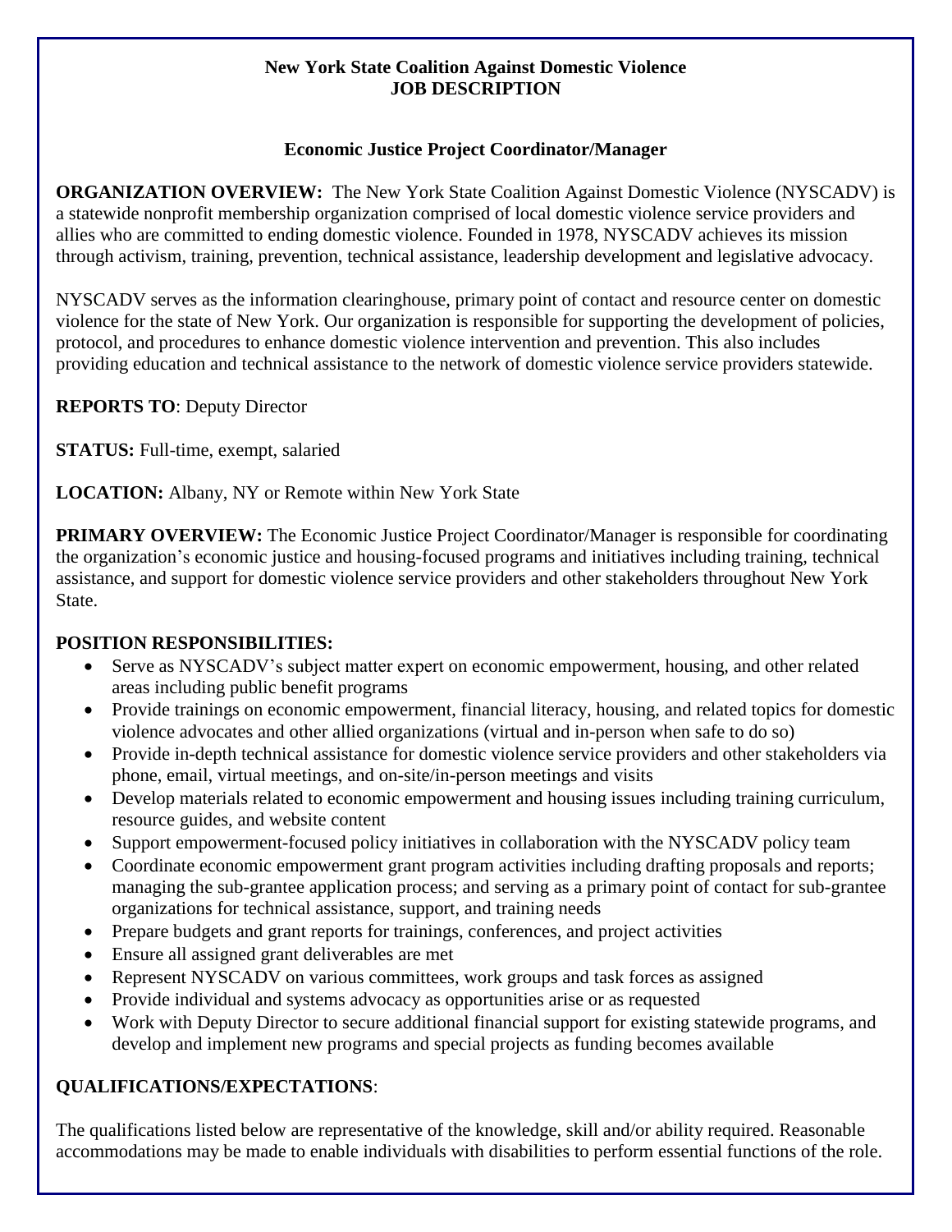**New York State Coalition Against Domestic Violence**
**JOB DESCRIPTION**

## Economic Justice Project Coordinator/Manager

**ORGANIZATION OVERVIEW:** The New York State Coalition Against Domestic Violence (NYSCADV) is a statewide nonprofit membership organization comprised of local domestic violence service providers and allies who are committed to ending domestic violence. Founded in 1978, NYSCADV achieves its mission through activism, training, prevention, technical assistance, leadership development and legislative advocacy.

NYSCADV serves as the information clearinghouse, primary point of contact and resource center on domestic violence for the state of New York. Our organization is responsible for supporting the development of policies, protocol, and procedures to enhance domestic violence intervention and prevention. This also includes providing education and technical assistance to the network of domestic violence service providers statewide.

**REPORTS TO**: Deputy Director

**STATUS:** Full-time, exempt, salaried

**LOCATION:** Albany, NY or Remote within New York State

**PRIMARY OVERVIEW:** The Economic Justice Project Coordinator/Manager is responsible for coordinating the organization's economic justice and housing-focused programs and initiatives including training, technical assistance, and support for domestic violence service providers and other stakeholders throughout New York State.

**POSITION RESPONSIBILITIES:**

- Serve as NYSCADV's subject matter expert on economic empowerment, housing, and other related areas including public benefit programs
- Provide trainings on economic empowerment, financial literacy, housing, and related topics for domestic violence advocates and other allied organizations (virtual and in-person when safe to do so)
- Provide in-depth technical assistance for domestic violence service providers and other stakeholders via phone, email, virtual meetings, and on-site/in-person meetings and visits
- Develop materials related to economic empowerment and housing issues including training curriculum, resource guides, and website content
- Support empowerment-focused policy initiatives in collaboration with the NYSCADV policy team
- Coordinate economic empowerment grant program activities including drafting proposals and reports; managing the sub-grantee application process; and serving as a primary point of contact for sub-grantee organizations for technical assistance, support, and training needs
- Prepare budgets and grant reports for trainings, conferences, and project activities
- Ensure all assigned grant deliverables are met
- Represent NYSCADV on various committees, work groups and task forces as assigned
- Provide individual and systems advocacy as opportunities arise or as requested
- Work with Deputy Director to secure additional financial support for existing statewide programs, and develop and implement new programs and special projects as funding becomes available

**QUALIFICATIONS/EXPECTATIONS**:

The qualifications listed below are representative of the knowledge, skill and/or ability required. Reasonable accommodations may be made to enable individuals with disabilities to perform essential functions of the role.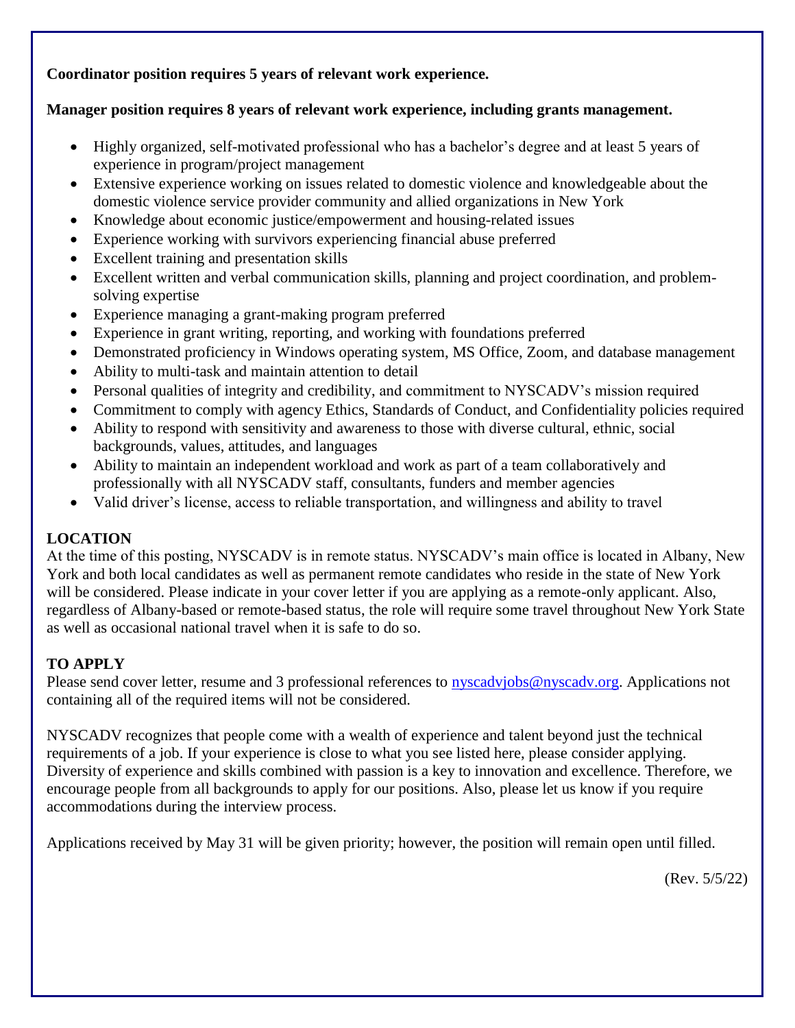**Coordinator position requires 5 years of relevant work experience.**

**Manager position requires 8 years of relevant work experience, including grants management.**

- Highly organized, self-motivated professional who has a bachelor's degree and at least 5 years of experience in program/project management
- Extensive experience working on issues related to domestic violence and knowledgeable about the domestic violence service provider community and allied organizations in New York
- Knowledge about economic justice/empowerment and housing-related issues
- Experience working with survivors experiencing financial abuse preferred
- Excellent training and presentation skills
- Excellent written and verbal communication skills, planning and project coordination, and problem-solving expertise
- Experience managing a grant-making program preferred
- Experience in grant writing, reporting, and working with foundations preferred
- Demonstrated proficiency in Windows operating system, MS Office, Zoom, and database management
- Ability to multi-task and maintain attention to detail
- Personal qualities of integrity and credibility, and commitment to NYSCADV's mission required
- Commitment to comply with agency Ethics, Standards of Conduct, and Confidentiality policies required
- Ability to respond with sensitivity and awareness to those with diverse cultural, ethnic, social backgrounds, values, attitudes, and languages
- Ability to maintain an independent workload and work as part of a team collaboratively and professionally with all NYSCADV staff, consultants, funders and member agencies
- Valid driver's license, access to reliable transportation, and willingness and ability to travel

## LOCATION

At the time of this posting, NYSCADV is in remote status. NYSCADV's main office is located in Albany, New York and both local candidates as well as permanent remote candidates who reside in the state of New York will be considered. Please indicate in your cover letter if you are applying as a remote-only applicant. Also, regardless of Albany-based or remote-based status, the role will require some travel throughout New York State as well as occasional national travel when it is safe to do so.

## TO APPLY

Please send cover letter, resume and 3 professional references to nyscadvjobs@nyscadv.org. Applications not containing all of the required items will not be considered.

NYSCADV recognizes that people come with a wealth of experience and talent beyond just the technical requirements of a job. If your experience is close to what you see listed here, please consider applying. Diversity of experience and skills combined with passion is a key to innovation and excellence. Therefore, we encourage people from all backgrounds to apply for our positions. Also, please let us know if you require accommodations during the interview process.

Applications received by May 31 will be given priority; however, the position will remain open until filled.

(Rev. 5/5/22)